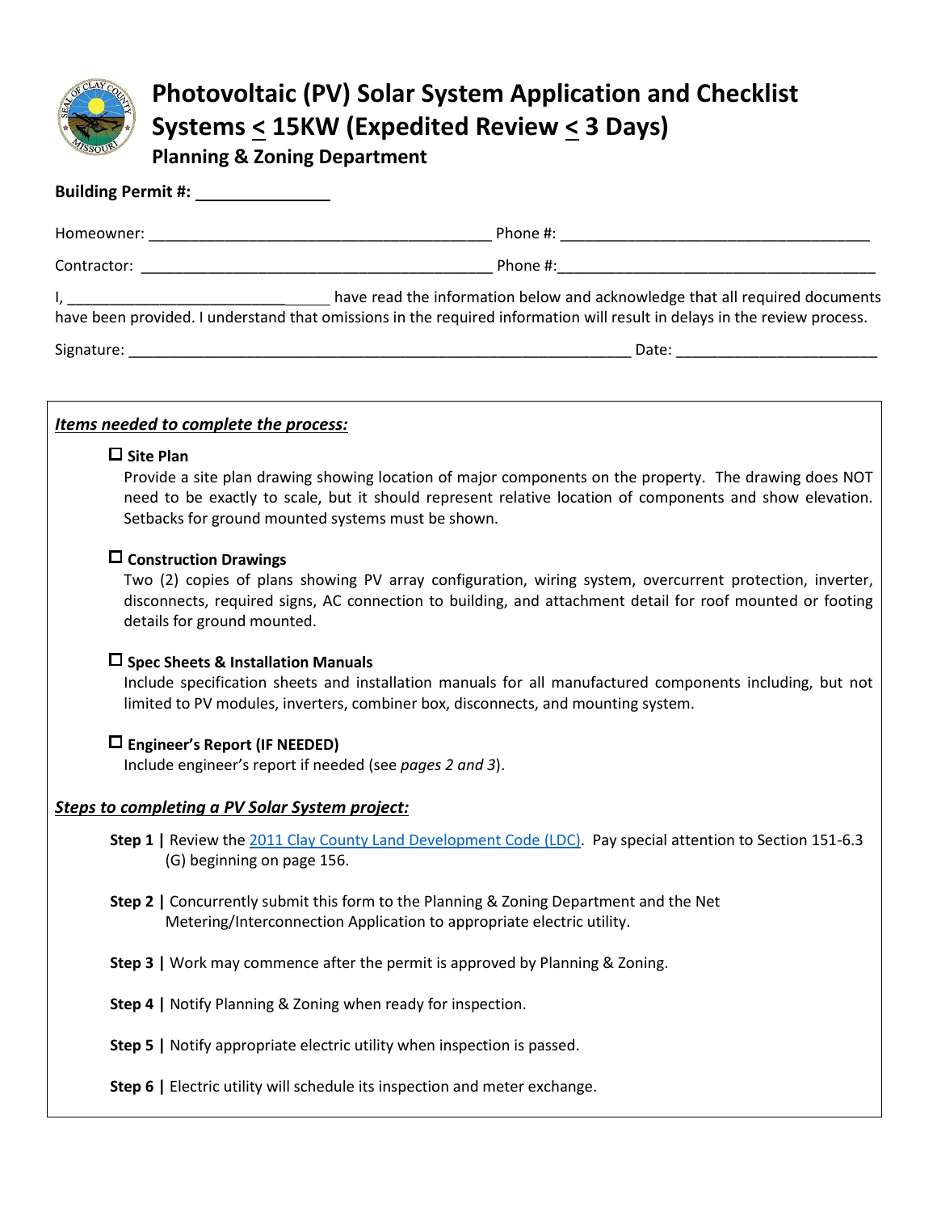# Photovoltaic (PV) Solar System Application and Checklist Systems ≤ 15KW (Expedited Review ≤ 3 Days)

## Planning & Zoning Department

**Building Permit #:** _______________

Homeowner: _________________________________________ Phone #: _____________________________________

Contractor: __________________________________________ Phone #:______________________________________

I, _________________________________ have read the information below and acknowledge that all required documents have been provided. I understand that omissions in the required information will result in delays in the review process.

Signature: ______________________________________________________________ Date: ________________________

---

***Items needed to complete the process:***

- ☐ **Site Plan**
  Provide a site plan drawing showing location of major components on the property. The drawing does NOT need to be exactly to scale, but it should represent relative location of components and show elevation. Setbacks for ground mounted systems must be shown.

- ☐ **Construction Drawings**
  Two (2) copies of plans showing PV array configuration, wiring system, overcurrent protection, inverter, disconnects, required signs, AC connection to building, and attachment detail for roof mounted or footing details for ground mounted.

- ☐ **Spec Sheets & Installation Manuals**
  Include specification sheets and installation manuals for all manufactured components including, but not limited to PV modules, inverters, combiner box, disconnects, and mounting system.

- ☐ **Engineer's Report (IF NEEDED)**
  Include engineer's report if needed (see *pages 2 and 3*).

***Steps to completing a PV Solar System project:***

**Step 1 |** Review the 2011 Clay County Land Development Code (LDC). Pay special attention to Section 151-6.3 (G) beginning on page 156.

**Step 2 |** Concurrently submit this form to the Planning & Zoning Department and the Net Metering/Interconnection Application to appropriate electric utility.

**Step 3 |** Work may commence after the permit is approved by Planning & Zoning.

**Step 4 |** Notify Planning & Zoning when ready for inspection.

**Step 5 |** Notify appropriate electric utility when inspection is passed.

**Step 6 |** Electric utility will schedule its inspection and meter exchange.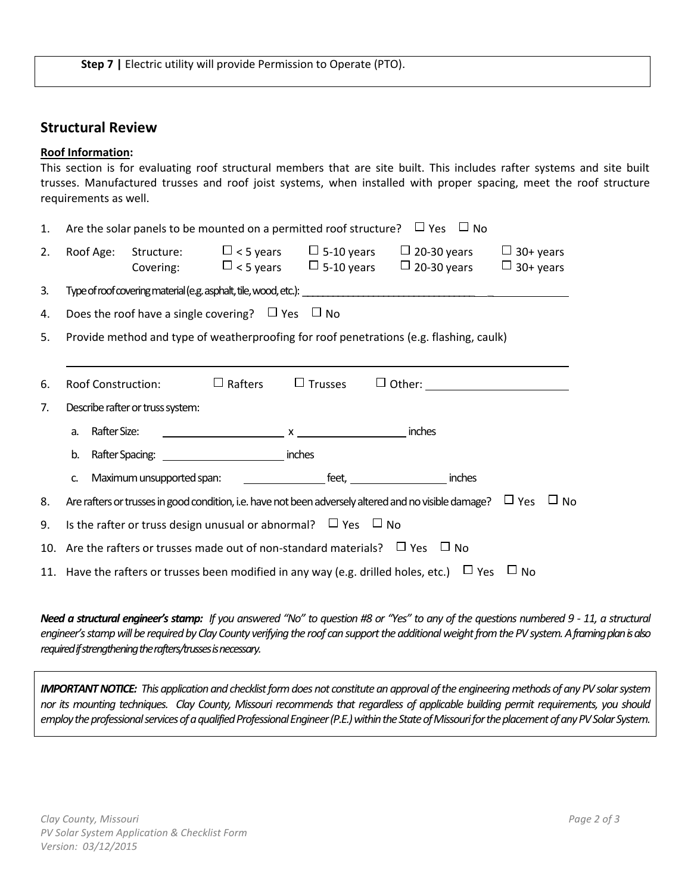**Step 7 |** Electric utility will provide Permission to Operate (PTO).

## Structural Review

**Roof Information:**

This section is for evaluating roof structural members that are site built. This includes rafter systems and site built trusses. Manufactured trusses and roof joist systems, when installed with proper spacing, meet the roof structure requirements as well.

1. Are the solar panels to be mounted on a permitted roof structure? ☐ Yes ☐ No
2. Roof Age: Structure: ☐ < 5 years ☐ 5-10 years ☐ 20-30 years ☐ 30+ years
   Covering: ☐ < 5 years ☐ 5-10 years ☐ 20-30 years ☐ 30+ years
3. Type of roof covering material (e.g. asphalt, tile, wood, etc.): ____________________
4. Does the roof have a single covering? ☐ Yes ☐ No
5. Provide method and type of weatherproofing for roof penetrations (e.g. flashing, caulk)

   ____________________________________________________________

6. Roof Construction: ☐ Rafters ☐ Trusses ☐ Other: ____________________
7. Describe rafter or truss system:
   a. Rafter Size: ____________ x ____________ inches
   b. Rafter Spacing: ____________ inches
   c. Maximum unsupported span: ____________ feet, ____________ inches
8. Are rafters or trusses in good condition, i.e. have not been adversely altered and no visible damage? ☐ Yes ☐ No
9. Is the rafter or truss design unusual or abnormal? ☐ Yes ☐ No
10. Are the rafters or trusses made out of non-standard materials? ☐ Yes ☐ No
11. Have the rafters or trusses been modified in any way (e.g. drilled holes, etc.) ☐ Yes ☐ No

***Need a structural engineer's stamp:*** *If you answered "No" to question #8 or "Yes" to any of the questions numbered 9 - 11, a structural engineer's stamp will be required by Clay County verifying the roof can support the additional weight from the PV system. A framing plan is also required if strengthening the rafters/trusses is necessary.*

***IMPORTANT NOTICE:*** *This application and checklist form does not constitute an approval of the engineering methods of any PV solar system nor its mounting techniques. Clay County, Missouri recommends that regardless of applicable building permit requirements, you should employ the professional services of a qualified Professional Engineer (P.E.) within the State of Missouri for the placement of any PV Solar System.*

*Clay County, Missouri*
*PV Solar System Application & Checklist Form*
*Version: 03/12/2015*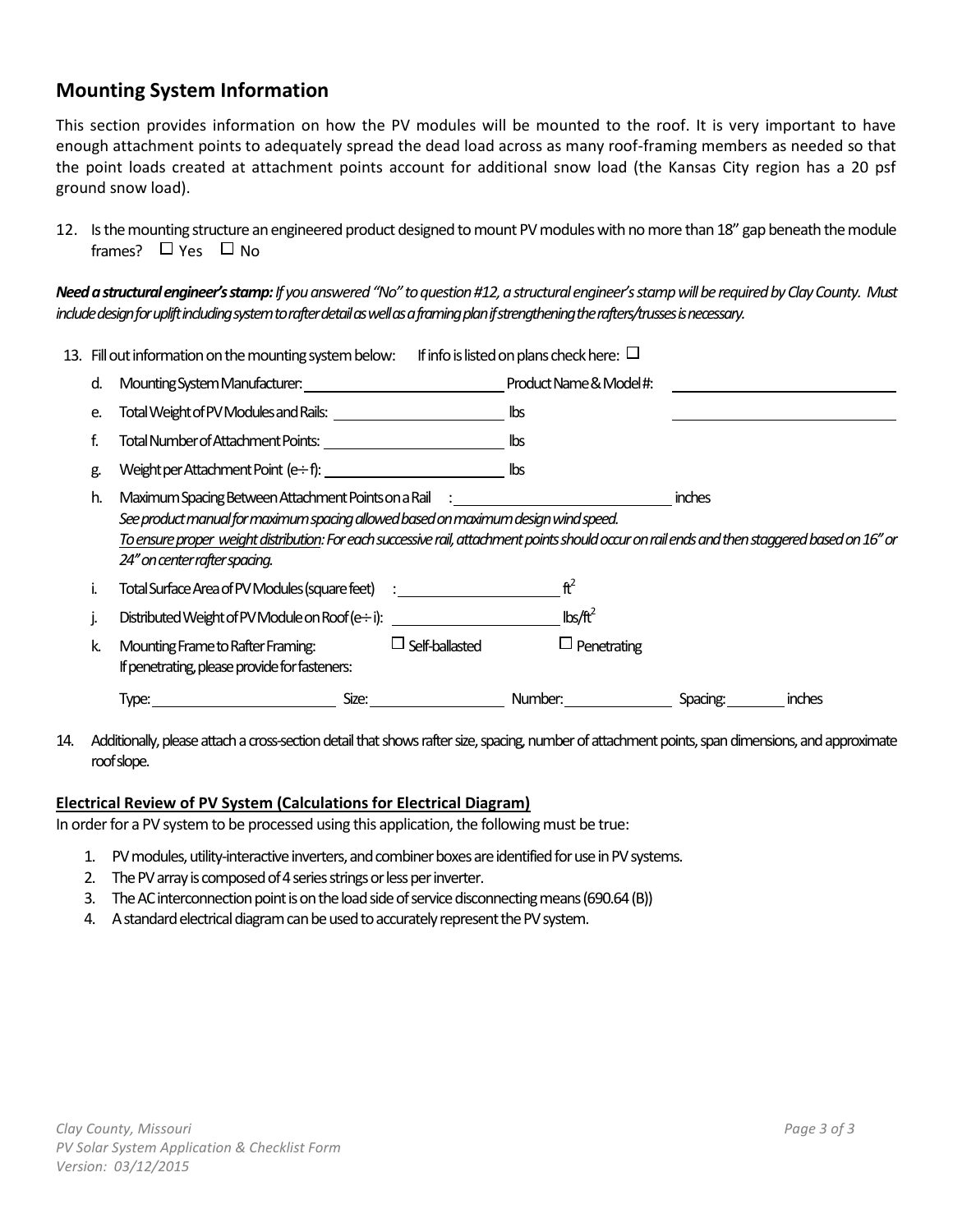## Mounting System Information

This section provides information on how the PV modules will be mounted to the roof. It is very important to have enough attachment points to adequately spread the dead load across as many roof-framing members as needed so that the point loads created at attachment points account for additional snow load (the Kansas City region has a 20 psf ground snow load).

12. Is the mounting structure an engineered product designed to mount PV modules with no more than 18" gap beneath the module frames? ☐ Yes ☐ No

***Need a structural engineer's stamp:*** *If you answered "No" to question #12, a structural engineer's stamp will be required by Clay County. Must include design for uplift including system to rafter detail as well as a framing plan if strengthening the rafters/trusses is necessary.*

13. Fill out information on the mounting system below: If info is listed on plans check here: ☐

    d. Mounting System Manufacturer: ____________ Product Name & Model #: ____________

    e. Total Weight of PV Modules and Rails: ____________ lbs ____________

    f. Total Number of Attachment Points: ____________ lbs

    g. Weight per Attachment Point (e÷f): ____________ lbs

    h. Maximum Spacing Between Attachment Points on a Rail : ____________ inches
    *See product manual for maximum spacing allowed based on maximum design wind speed.*
    *<u>To ensure proper weight distribution</u>: For each successive rail, attachment points should occur on rail ends and then staggered based on 16" or 24" on center rafter spacing.*

    i. Total Surface Area of PV Modules (square feet) : ____________ $ft^2$

    j. Distributed Weight of PV Module on Roof (e÷i): ____________ $lbs/ft^2$

    k. Mounting Frame to Rafter Framing: ☐ Self-ballasted ☐ Penetrating
    If penetrating, please provide for fasteners:

    Type: ____________ Size: ____________ Number: ____________ Spacing: ________ inches

14. Additionally, please attach a cross-section detail that shows rafter size, spacing, number of attachment points, span dimensions, and approximate roof slope.

**<u>Electrical Review of PV System (Calculations for Electrical Diagram)</u>**

In order for a PV system to be processed using this application, the following must be true:

1. PV modules, utility-interactive inverters, and combiner boxes are identified for use in PV systems.
2. The PV array is composed of 4 series strings or less per inverter.
3. The AC interconnection point is on the load side of service disconnecting means (690.64 (B))
4. A standard electrical diagram can be used to accurately represent the PV system.

*Clay County, Missouri*
*PV Solar System Application & Checklist Form*
*Version: 03/12/2015*